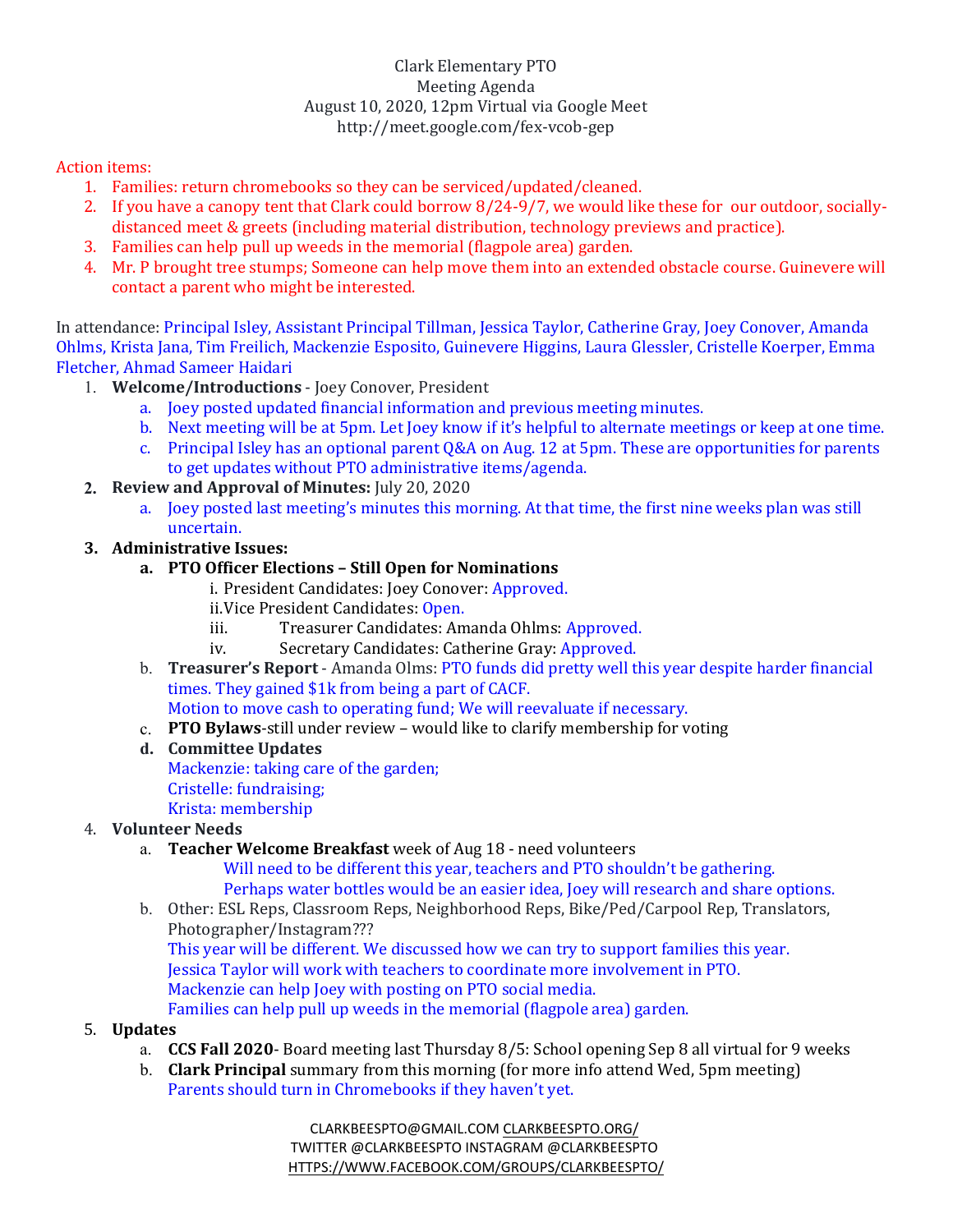Clark Elementary PTO
Meeting Agenda
August 10, 2020, 12pm Virtual via Google Meet
http://meet.google.com/fex-vcob-gep

Action items:

1. Families: return chromebooks so they can be serviced/updated/cleaned.
2. If you have a canopy tent that Clark could borrow 8/24-9/7, we would like these for our outdoor, socially-distanced meet & greets (including material distribution, technology previews and practice).
3. Families can help pull up weeds in the memorial (flagpole area) garden.
4. Mr. P brought tree stumps; Someone can help move them into an extended obstacle course. Guinevere will contact a parent who might be interested.

In attendance: Principal Isley, Assistant Principal Tillman, Jessica Taylor, Catherine Gray, Joey Conover, Amanda Ohlms, Krista Jana, Tim Freilich, Mackenzie Esposito, Guinevere Higgins, Laura Glessler, Cristelle Koerper, Emma Fletcher, Ahmad Sameer Haidari

1. **Welcome/Introductions** - Joey Conover, President
   a. Joey posted updated financial information and previous meeting minutes.
   b. Next meeting will be at 5pm. Let Joey know if it's helpful to alternate meetings or keep at one time.
   c. Principal Isley has an optional parent Q&A on Aug. 12 at 5pm. These are opportunities for parents to get updates without PTO administrative items/agenda.
2. **Review and Approval of Minutes:** July 20, 2020
   a. Joey posted last meeting's minutes this morning. At that time, the first nine weeks plan was still uncertain.
3. **Administrative Issues:**
   a. **PTO Officer Elections – Still Open for Nominations**
      i. President Candidates: Joey Conover: Approved.
      ii. Vice President Candidates: Open.
      iii. Treasurer Candidates: Amanda Ohlms: Approved.
      iv. Secretary Candidates: Catherine Gray: Approved.
   b. **Treasurer's Report** - Amanda Olms: PTO funds did pretty well this year despite harder financial times. They gained $1k from being a part of CACF.
      Motion to move cash to operating fund; We will reevaluate if necessary.
   c. **PTO Bylaws**-still under review – would like to clarify membership for voting
   d. **Committee Updates**
      Mackenzie: taking care of the garden;
      Cristelle: fundraising;
      Krista: membership
4. **Volunteer Needs**
   a. **Teacher Welcome Breakfast** week of Aug 18 - need volunteers
      Will need to be different this year, teachers and PTO shouldn't be gathering.
      Perhaps water bottles would be an easier idea, Joey will research and share options.
   b. Other: ESL Reps, Classroom Reps, Neighborhood Reps, Bike/Ped/Carpool Rep, Translators, Photographer/Instagram???
      This year will be different. We discussed how we can try to support families this year.
      Jessica Taylor will work with teachers to coordinate more involvement in PTO.
      Mackenzie can help Joey with posting on PTO social media.
      Families can help pull up weeds in the memorial (flagpole area) garden.
5. **Updates**
   a. **CCS Fall 2020**- Board meeting last Thursday 8/5: School opening Sep 8 all virtual for 9 weeks
   b. **Clark Principal** summary from this morning (for more info attend Wed, 5pm meeting)
      Parents should turn in Chromebooks if they haven't yet.

CLARKBEESPTO@GMAIL.COM CLARKBEESPTO.ORG/
TWITTER @CLARKBEESPTO INSTAGRAM @CLARKBEESPTO
HTTPS://WWW.FACEBOOK.COM/GROUPS/CLARKBEESPTO/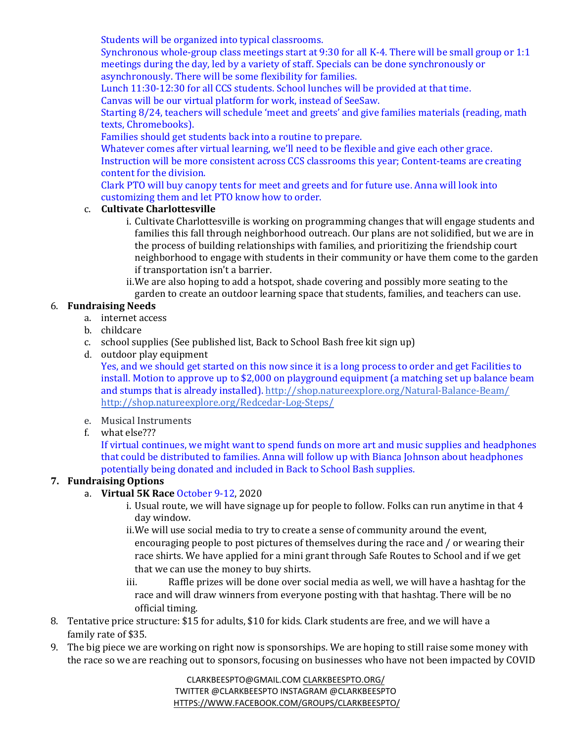Students will be organized into typical classrooms.
Synchronous whole-group class meetings start at 9:30 for all K-4. There will be small group or 1:1 meetings during the day, led by a variety of staff. Specials can be done synchronously or asynchronously. There will be some flexibility for families.
Lunch 11:30-12:30 for all CCS students. School lunches will be provided at that time.
Canvas will be our virtual platform for work, instead of SeeSaw.
Starting 8/24, teachers will schedule 'meet and greets' and give families materials (reading, math texts, Chromebooks).
Families should get students back into a routine to prepare.
Whatever comes after virtual learning, we'll need to be flexible and give each other grace.
Instruction will be more consistent across CCS classrooms this year; Content-teams are creating content for the division.
Clark PTO will buy canopy tents for meet and greets and for future use. Anna will look into customizing them and let PTO know how to order.

c. **Cultivate Charlottesville**
   i. Cultivate Charlottesville is working on programming changes that will engage students and families this fall through neighborhood outreach. Our plans are not solidified, but we are in the process of building relationships with families, and prioritizing the friendship court neighborhood to engage with students in their community or have them come to the garden if transportation isn't a barrier.
   ii. We are also hoping to add a hotspot, shade covering and possibly more seating to the garden to create an outdoor learning space that students, families, and teachers can use.

6. **Fundraising Needs**
   a. internet access
   b. childcare
   c. school supplies (See published list, Back to School Bash free kit sign up)
   d. outdoor play equipment
      Yes, and we should get started on this now since it is a long process to order and get Facilities to install. Motion to approve up to $2,000 on playground equipment (a matching set up balance beam and stumps that is already installed). http://shop.natureexplore.org/Natural-Balance-Beam/ http://shop.natureexplore.org/Redcedar-Log-Steps/
   e. Musical Instruments
   f. what else???
      If virtual continues, we might want to spend funds on more art and music supplies and headphones that could be distributed to families. Anna will follow up with Bianca Johnson about headphones potentially being donated and included in Back to School Bash supplies.

7. **Fundraising Options**
   a. **Virtual 5K Race** October 9-12, 2020
      i. Usual route, we will have signage up for people to follow. Folks can run anytime in that 4 day window.
      ii. We will use social media to try to create a sense of community around the event, encouraging people to post pictures of themselves during the race and / or wearing their race shirts. We have applied for a mini grant through Safe Routes to School and if we get that we can use the money to buy shirts.
      iii. Raffle prizes will be done over social media as well, we will have a hashtag for the race and will draw winners from everyone posting with that hashtag. There will be no official timing.

8. Tentative price structure: $15 for adults, $10 for kids. Clark students are free, and we will have a family rate of $35.
9. The big piece we are working on right now is sponsorships. We are hoping to still raise some money with the race so we are reaching out to sponsors, focusing on businesses who have not been impacted by COVID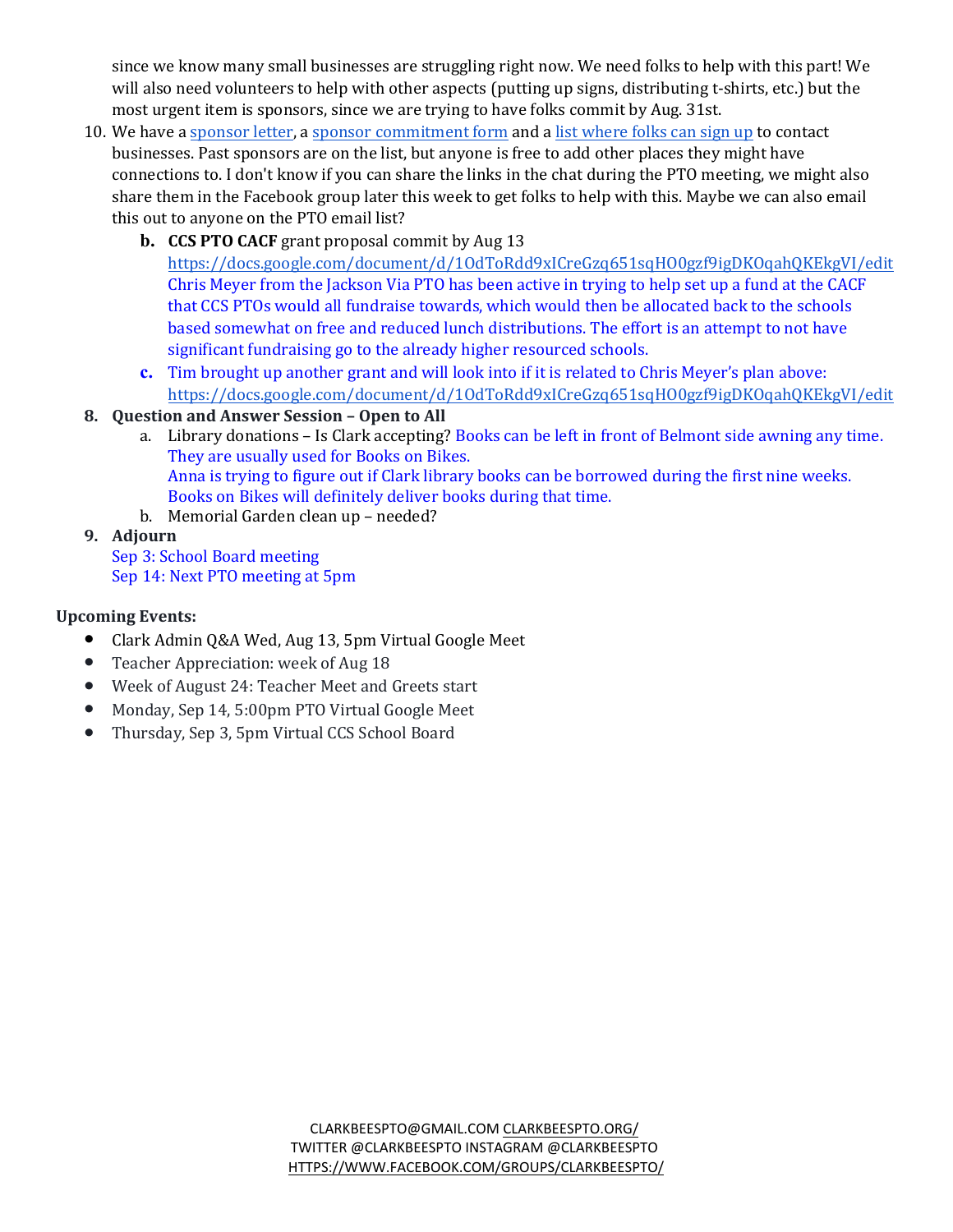since we know many small businesses are struggling right now. We need folks to help with this part! We will also need volunteers to help with other aspects (putting up signs, distributing t-shirts, etc.) but the most urgent item is sponsors, since we are trying to have folks commit by Aug. 31st.

10. We have a sponsor letter, a sponsor commitment form and a list where folks can sign up to contact businesses. Past sponsors are on the list, but anyone is free to add other places they might have connections to. I don't know if you can share the links in the chat during the PTO meeting, we might also share them in the Facebook group later this week to get folks to help with this. Maybe we can also email this out to anyone on the PTO email list?

    b. **CCS PTO CACF** grant proposal commit by Aug 13
    https://docs.google.com/document/d/1OdToRdd9xICreGzq651sqHO0gzf9igDKOqahQKEkgVI/edit
    Chris Meyer from the Jackson Via PTO has been active in trying to help set up a fund at the CACF that CCS PTOs would all fundraise towards, which would then be allocated back to the schools based somewhat on free and reduced lunch distributions. The effort is an attempt to not have significant fundraising go to the already higher resourced schools.

    c. Tim brought up another grant and will look into if it is related to Chris Meyer's plan above:
    https://docs.google.com/document/d/1OdToRdd9xICreGzq651sqHO0gzf9igDKOqahQKEkgVI/edit

8. **Question and Answer Session – Open to All**
    a. Library donations – Is Clark accepting? Books can be left in front of Belmont side awning any time. They are usually used for Books on Bikes.
    Anna is trying to figure out if Clark library books can be borrowed during the first nine weeks. Books on Bikes will definitely deliver books during that time.
    b. Memorial Garden clean up – needed?

9. **Adjourn**
    Sep 3: School Board meeting
    Sep 14: Next PTO meeting at 5pm

**Upcoming Events:**

- Clark Admin Q&A Wed, Aug 13, 5pm Virtual Google Meet
- Teacher Appreciation: week of Aug 18
- Week of August 24: Teacher Meet and Greets start
- Monday, Sep 14, 5:00pm PTO Virtual Google Meet
- Thursday, Sep 3, 5pm Virtual CCS School Board

CLARKBEESPTO@GMAIL.COM CLARKBEESPTO.ORG/
TWITTER @CLARKBEESPTO INSTAGRAM @CLARKBEESPTO
HTTPS://WWW.FACEBOOK.COM/GROUPS/CLARKBEESPTO/